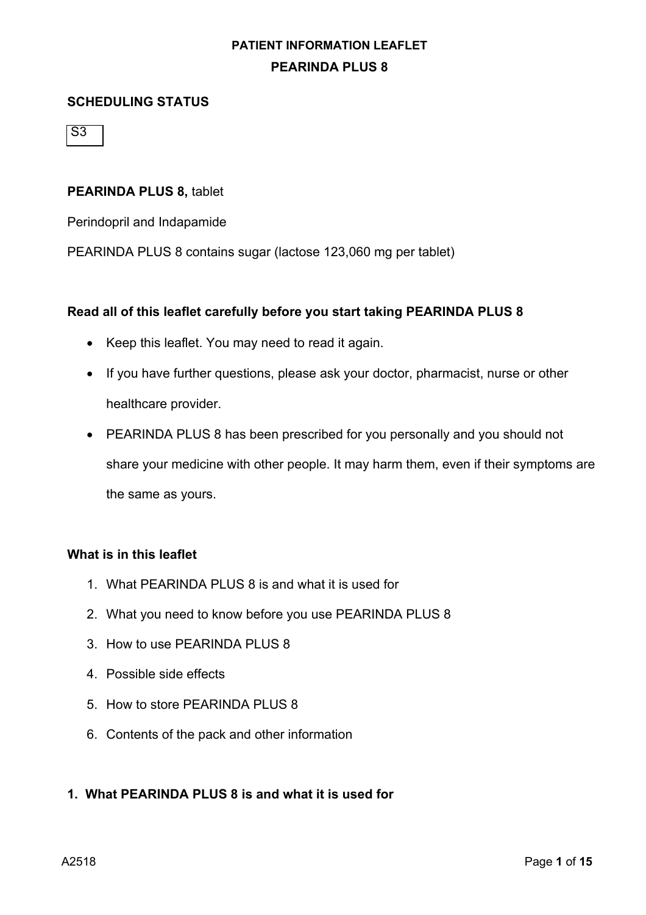**PATIENT INFORMATION LEAFLET**

**PEARINDA PLUS 8**

## SCHEDULING STATUS

S3

**PEARINDA PLUS 8,** tablet

Perindopril and Indapamide

PEARINDA PLUS 8 contains sugar (lactose 123,060 mg per tablet)

### Read all of this leaflet carefully before you start taking PEARINDA PLUS 8

- Keep this leaflet. You may need to read it again.
- If you have further questions, please ask your doctor, pharmacist, nurse or other healthcare provider.
- PEARINDA PLUS 8 has been prescribed for you personally and you should not share your medicine with other people. It may harm them, even if their symptoms are the same as yours.

### What is in this leaflet

1. What PEARINDA PLUS 8 is and what it is used for
2. What you need to know before you use PEARINDA PLUS 8
3. How to use PEARINDA PLUS 8
4. Possible side effects
5. How to store PEARINDA PLUS 8
6. Contents of the pack and other information

## 1. What PEARINDA PLUS 8 is and what it is used for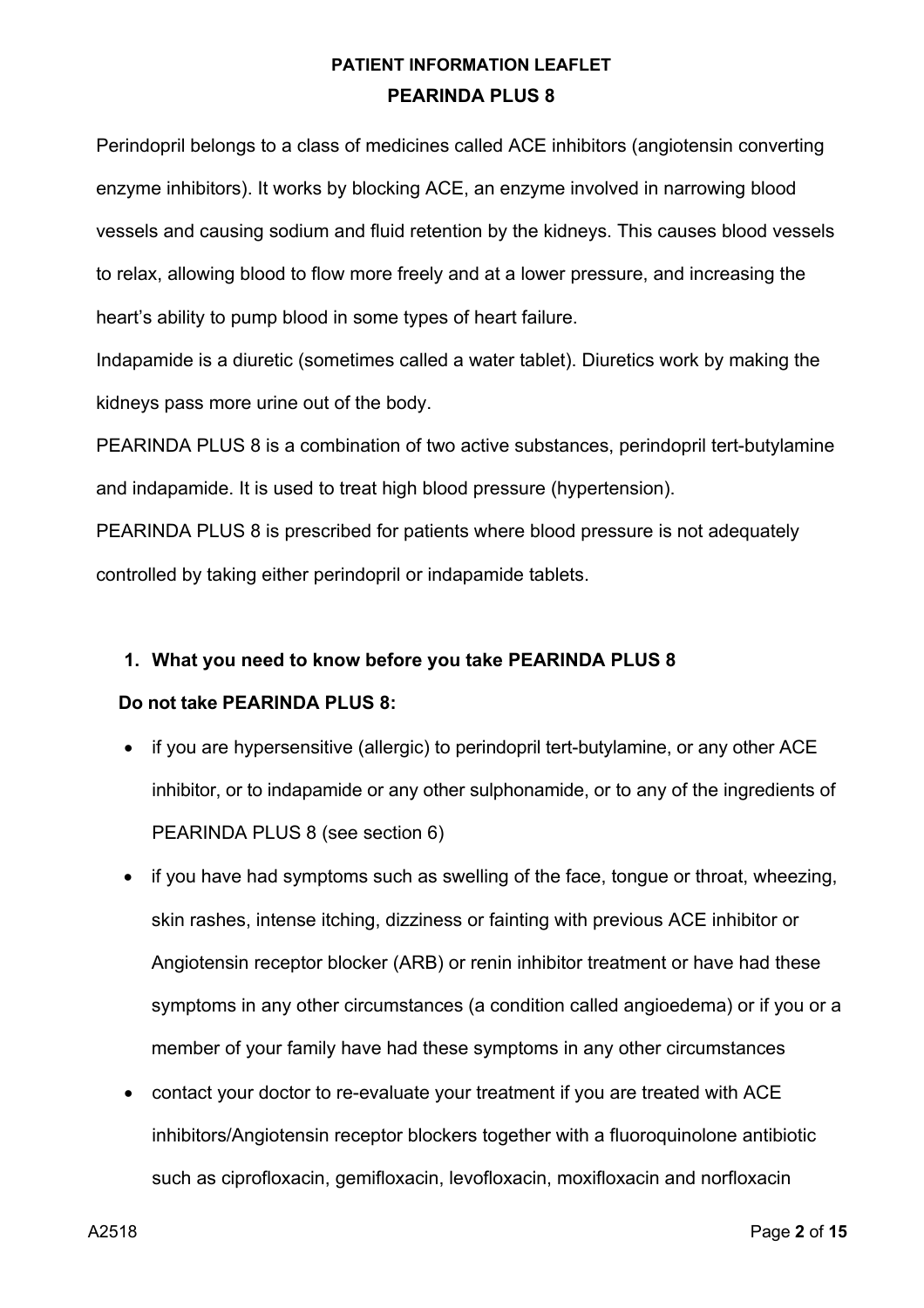**PATIENT INFORMATION LEAFLET**

**PEARINDA PLUS 8**

Perindopril belongs to a class of medicines called ACE inhibitors (angiotensin converting enzyme inhibitors). It works by blocking ACE, an enzyme involved in narrowing blood vessels and causing sodium and fluid retention by the kidneys. This causes blood vessels to relax, allowing blood to flow more freely and at a lower pressure, and increasing the heart's ability to pump blood in some types of heart failure.

Indapamide is a diuretic (sometimes called a water tablet). Diuretics work by making the kidneys pass more urine out of the body.

PEARINDA PLUS 8 is a combination of two active substances, perindopril tert-butylamine and indapamide. It is used to treat high blood pressure (hypertension).

PEARINDA PLUS 8 is prescribed for patients where blood pressure is not adequately controlled by taking either perindopril or indapamide tablets.

## 1. What you need to know before you take PEARINDA PLUS 8

**Do not take PEARINDA PLUS 8:**

- if you are hypersensitive (allergic) to perindopril tert-butylamine, or any other ACE inhibitor, or to indapamide or any other sulphonamide, or to any of the ingredients of PEARINDA PLUS 8 (see section 6)
- if you have had symptoms such as swelling of the face, tongue or throat, wheezing, skin rashes, intense itching, dizziness or fainting with previous ACE inhibitor or Angiotensin receptor blocker (ARB) or renin inhibitor treatment or have had these symptoms in any other circumstances (a condition called angioedema) or if you or a member of your family have had these symptoms in any other circumstances
- contact your doctor to re-evaluate your treatment if you are treated with ACE inhibitors/Angiotensin receptor blockers together with a fluoroquinolone antibiotic such as ciprofloxacin, gemifloxacin, levofloxacin, moxifloxacin and norfloxacin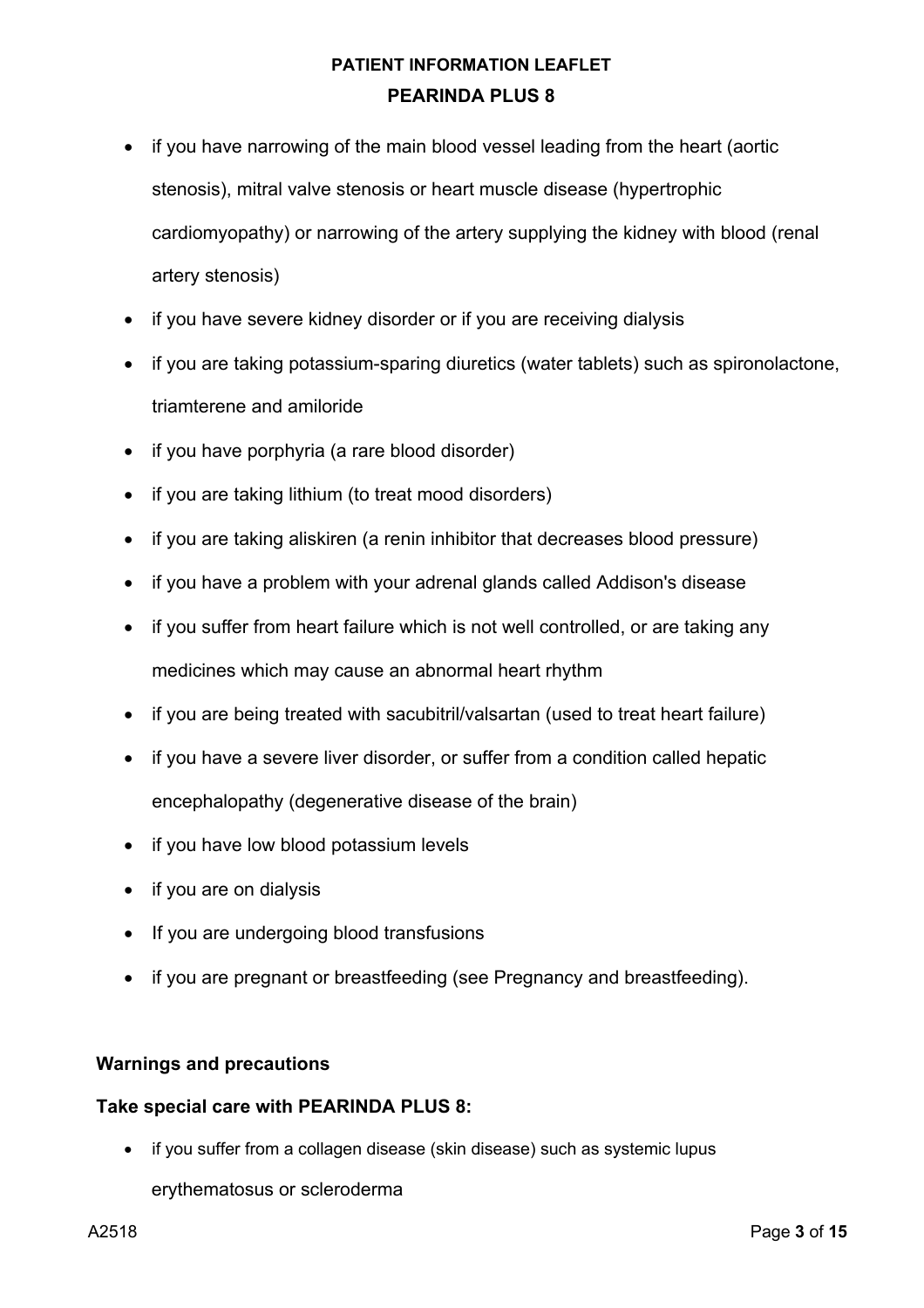- if you have narrowing of the main blood vessel leading from the heart (aortic stenosis), mitral valve stenosis or heart muscle disease (hypertrophic cardiomyopathy) or narrowing of the artery supplying the kidney with blood (renal artery stenosis)
- if you have severe kidney disorder or if you are receiving dialysis
- if you are taking potassium-sparing diuretics (water tablets) such as spironolactone, triamterene and amiloride
- if you have porphyria (a rare blood disorder)
- if you are taking lithium (to treat mood disorders)
- if you are taking aliskiren (a renin inhibitor that decreases blood pressure)
- if you have a problem with your adrenal glands called Addison's disease
- if you suffer from heart failure which is not well controlled, or are taking any medicines which may cause an abnormal heart rhythm
- if you are being treated with sacubitril/valsartan (used to treat heart failure)
- if you have a severe liver disorder, or suffer from a condition called hepatic encephalopathy (degenerative disease of the brain)
- if you have low blood potassium levels
- if you are on dialysis
- If you are undergoing blood transfusions
- if you are pregnant or breastfeeding (see Pregnancy and breastfeeding).

**Warnings and precautions**

**Take special care with PEARINDA PLUS 8:**

- if you suffer from a collagen disease (skin disease) such as systemic lupus erythematosus or scleroderma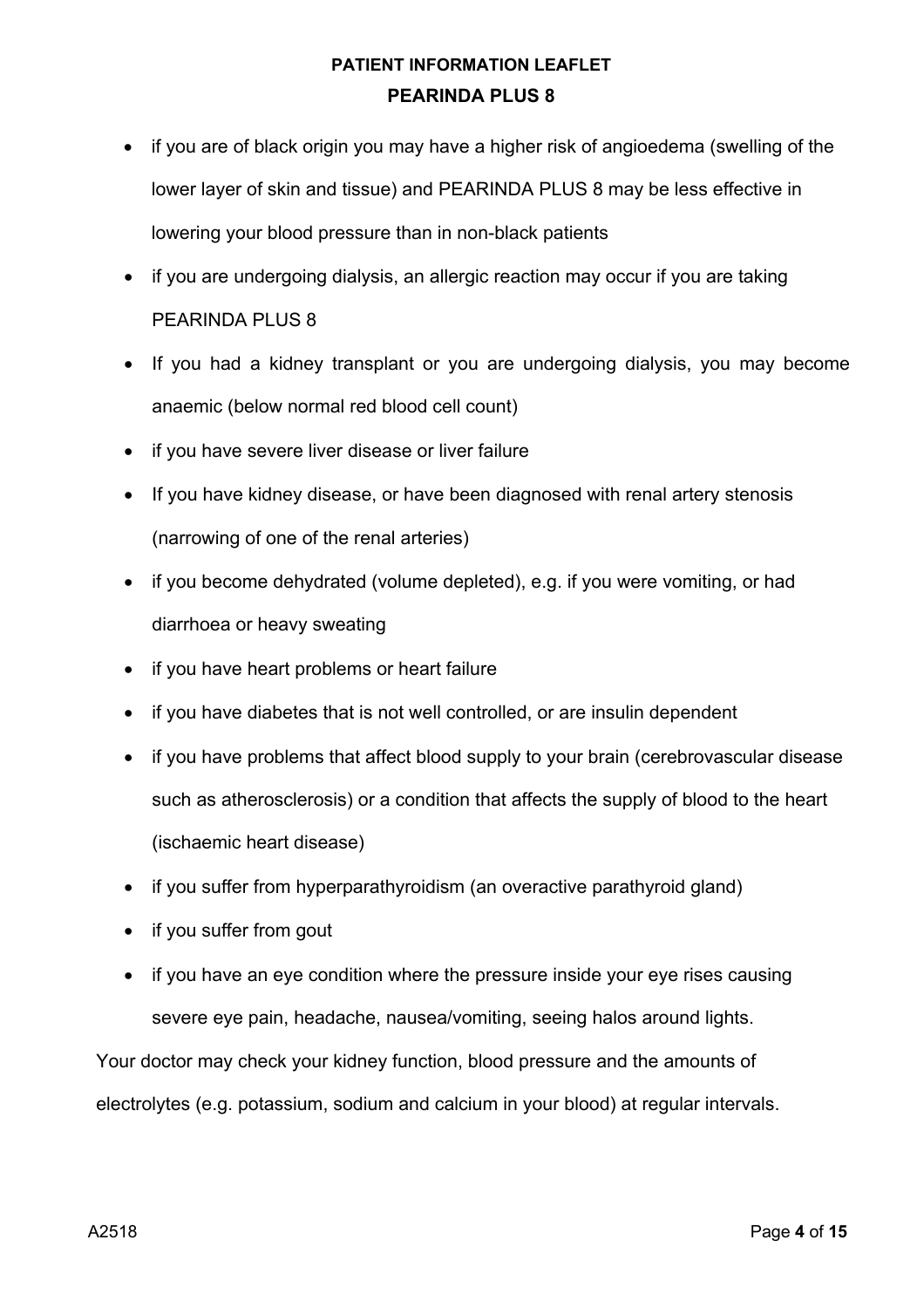- if you are of black origin you may have a higher risk of angioedema (swelling of the lower layer of skin and tissue) and PEARINDA PLUS 8 may be less effective in lowering your blood pressure than in non-black patients
- if you are undergoing dialysis, an allergic reaction may occur if you are taking PEARINDA PLUS 8
- If you had a kidney transplant or you are undergoing dialysis, you may become anaemic (below normal red blood cell count)
- if you have severe liver disease or liver failure
- If you have kidney disease, or have been diagnosed with renal artery stenosis (narrowing of one of the renal arteries)
- if you become dehydrated (volume depleted), e.g. if you were vomiting, or had diarrhoea or heavy sweating
- if you have heart problems or heart failure
- if you have diabetes that is not well controlled, or are insulin dependent
- if you have problems that affect blood supply to your brain (cerebrovascular disease such as atherosclerosis) or a condition that affects the supply of blood to the heart (ischaemic heart disease)
- if you suffer from hyperparathyroidism (an overactive parathyroid gland)
- if you suffer from gout
- if you have an eye condition where the pressure inside your eye rises causing severe eye pain, headache, nausea/vomiting, seeing halos around lights.

Your doctor may check your kidney function, blood pressure and the amounts of electrolytes (e.g. potassium, sodium and calcium in your blood) at regular intervals.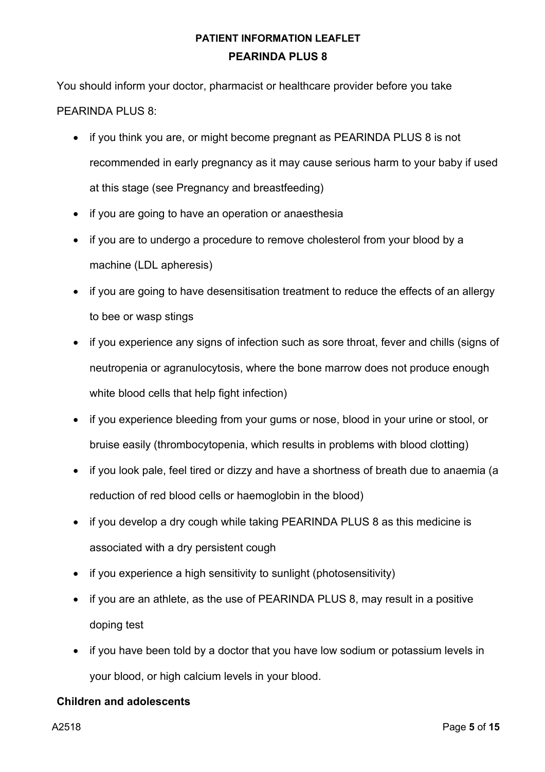You should inform your doctor, pharmacist or healthcare provider before you take PEARINDA PLUS 8:

- if you think you are, or might become pregnant as PEARINDA PLUS 8 is not recommended in early pregnancy as it may cause serious harm to your baby if used at this stage (see Pregnancy and breastfeeding)
- if you are going to have an operation or anaesthesia
- if you are to undergo a procedure to remove cholesterol from your blood by a machine (LDL apheresis)
- if you are going to have desensitisation treatment to reduce the effects of an allergy to bee or wasp stings
- if you experience any signs of infection such as sore throat, fever and chills (signs of neutropenia or agranulocytosis, where the bone marrow does not produce enough white blood cells that help fight infection)
- if you experience bleeding from your gums or nose, blood in your urine or stool, or bruise easily (thrombocytopenia, which results in problems with blood clotting)
- if you look pale, feel tired or dizzy and have a shortness of breath due to anaemia (a reduction of red blood cells or haemoglobin in the blood)
- if you develop a dry cough while taking PEARINDA PLUS 8 as this medicine is associated with a dry persistent cough
- if you experience a high sensitivity to sunlight (photosensitivity)
- if you are an athlete, as the use of PEARINDA PLUS 8, may result in a positive doping test
- if you have been told by a doctor that you have low sodium or potassium levels in your blood, or high calcium levels in your blood.

**Children and adolescents**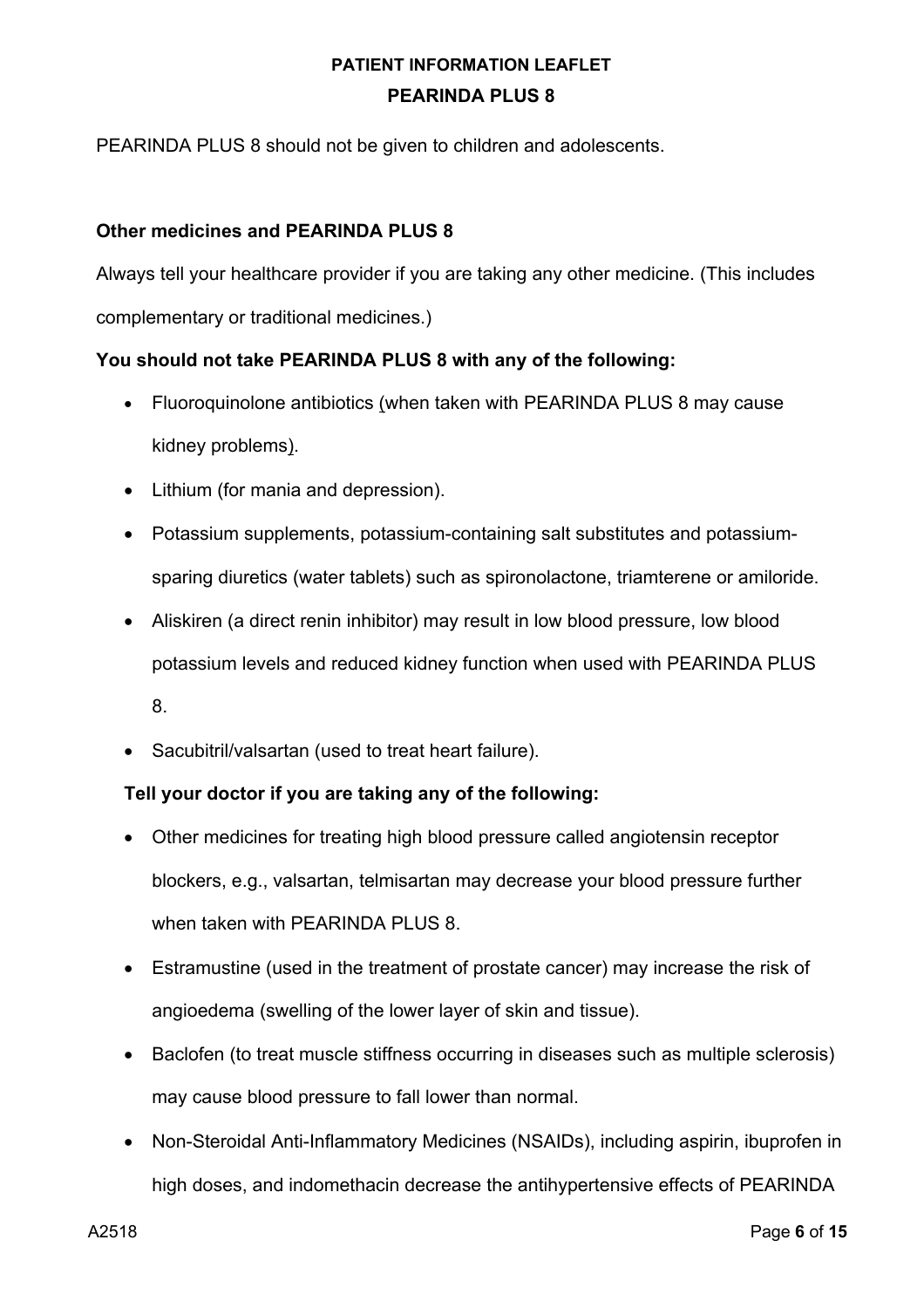PEARINDA PLUS 8 should not be given to children and adolescents.

**Other medicines and PEARINDA PLUS 8**

Always tell your healthcare provider if you are taking any other medicine. (This includes complementary or traditional medicines.)

**You should not take PEARINDA PLUS 8 with any of the following:**

- Fluoroquinolone antibiotics (when taken with PEARINDA PLUS 8 may cause kidney problems).
- Lithium (for mania and depression).
- Potassium supplements, potassium-containing salt substitutes and potassium-sparing diuretics (water tablets) such as spironolactone, triamterene or amiloride.
- Aliskiren (a direct renin inhibitor) may result in low blood pressure, low blood potassium levels and reduced kidney function when used with PEARINDA PLUS 8.
- Sacubitril/valsartan (used to treat heart failure).

**Tell your doctor if you are taking any of the following:**

- Other medicines for treating high blood pressure called angiotensin receptor blockers, e.g., valsartan, telmisartan may decrease your blood pressure further when taken with PEARINDA PLUS 8.
- Estramustine (used in the treatment of prostate cancer) may increase the risk of angioedema (swelling of the lower layer of skin and tissue).
- Baclofen (to treat muscle stiffness occurring in diseases such as multiple sclerosis) may cause blood pressure to fall lower than normal.
- Non-Steroidal Anti-Inflammatory Medicines (NSAIDs), including aspirin, ibuprofen in high doses, and indomethacin decrease the antihypertensive effects of PEARINDA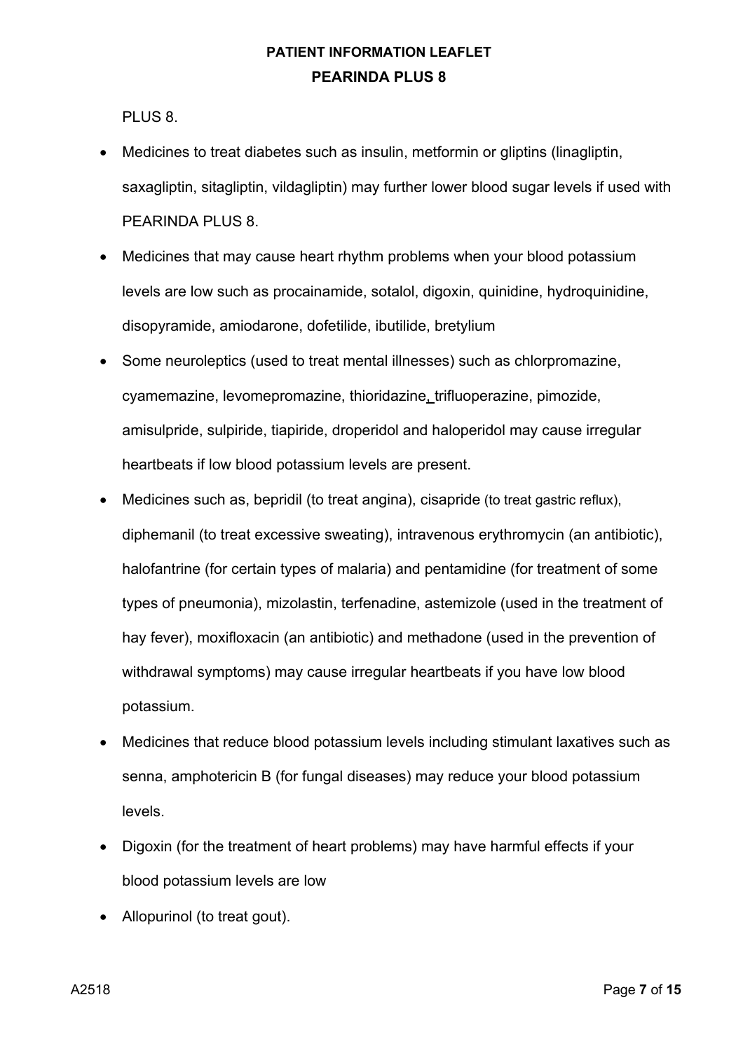PLUS 8.

- Medicines to treat diabetes such as insulin, metformin or gliptins (linagliptin, saxagliptin, sitagliptin, vildagliptin) may further lower blood sugar levels if used with PEARINDA PLUS 8.
- Medicines that may cause heart rhythm problems when your blood potassium levels are low such as procainamide, sotalol, digoxin, quinidine, hydroquinidine, disopyramide, amiodarone, dofetilide, ibutilide, bretylium
- Some neuroleptics (used to treat mental illnesses) such as chlorpromazine, cyamemazine, levomepromazine, thioridazine, trifluoperazine, pimozide, amisulpride, sulpiride, tiapiride, droperidol and haloperidol may cause irregular heartbeats if low blood potassium levels are present.
- Medicines such as, bepridil (to treat angina), cisapride (to treat gastric reflux), diphemanil (to treat excessive sweating), intravenous erythromycin (an antibiotic), halofantrine (for certain types of malaria) and pentamidine (for treatment of some types of pneumonia), mizolastin, terfenadine, astemizole (used in the treatment of hay fever), moxifloxacin (an antibiotic) and methadone (used in the prevention of withdrawal symptoms) may cause irregular heartbeats if you have low blood potassium.
- Medicines that reduce blood potassium levels including stimulant laxatives such as senna, amphotericin B (for fungal diseases) may reduce your blood potassium levels.
- Digoxin (for the treatment of heart problems) may have harmful effects if your blood potassium levels are low
- Allopurinol (to treat gout).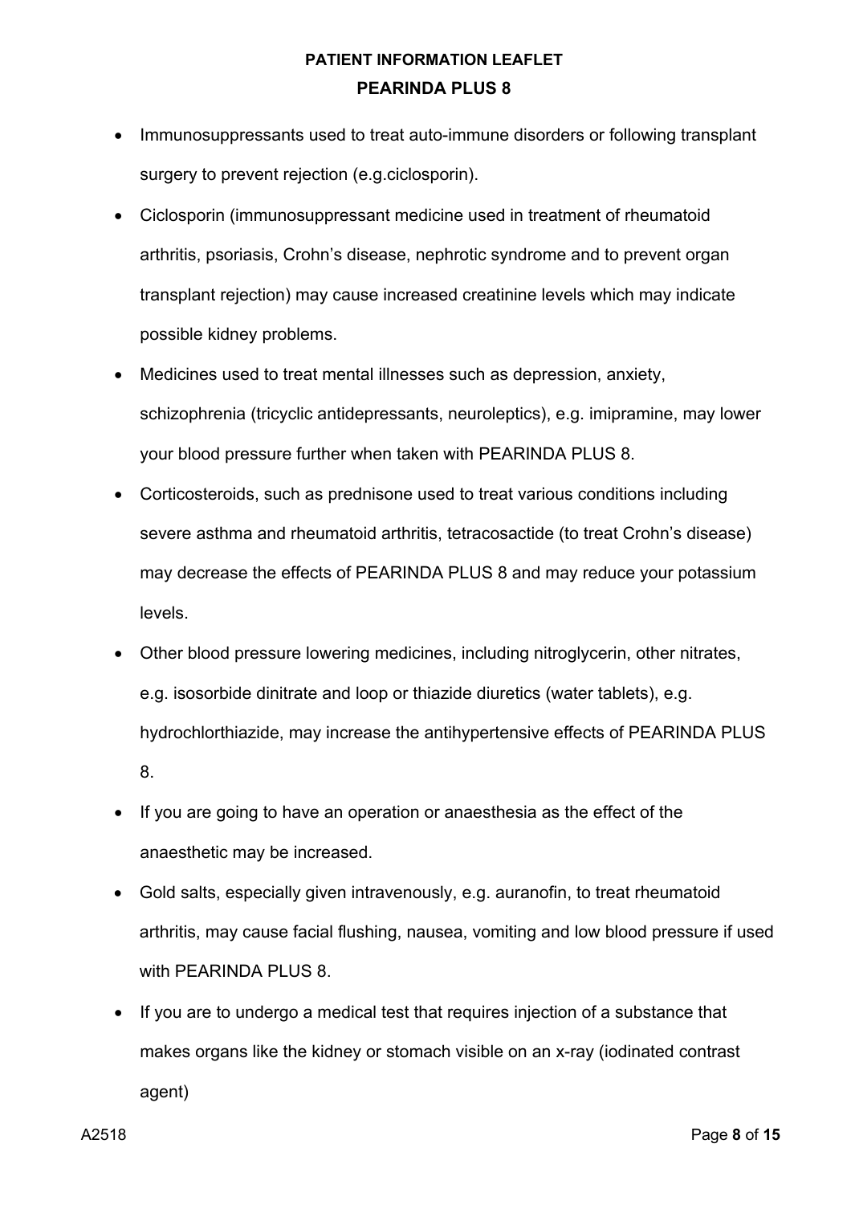- Immunosuppressants used to treat auto-immune disorders or following transplant surgery to prevent rejection (e.g.ciclosporin).
- Ciclosporin (immunosuppressant medicine used in treatment of rheumatoid arthritis, psoriasis, Crohn's disease, nephrotic syndrome and to prevent organ transplant rejection) may cause increased creatinine levels which may indicate possible kidney problems.
- Medicines used to treat mental illnesses such as depression, anxiety, schizophrenia (tricyclic antidepressants, neuroleptics), e.g. imipramine, may lower your blood pressure further when taken with PEARINDA PLUS 8.
- Corticosteroids, such as prednisone used to treat various conditions including severe asthma and rheumatoid arthritis, tetracosactide (to treat Crohn's disease) may decrease the effects of PEARINDA PLUS 8 and may reduce your potassium levels.
- Other blood pressure lowering medicines, including nitroglycerin, other nitrates, e.g. isosorbide dinitrate and loop or thiazide diuretics (water tablets), e.g. hydrochlorthiazide, may increase the antihypertensive effects of PEARINDA PLUS 8.
- If you are going to have an operation or anaesthesia as the effect of the anaesthetic may be increased.
- Gold salts, especially given intravenously, e.g. auranofin, to treat rheumatoid arthritis, may cause facial flushing, nausea, vomiting and low blood pressure if used with PEARINDA PLUS 8.
- If you are to undergo a medical test that requires injection of a substance that makes organs like the kidney or stomach visible on an x-ray (iodinated contrast agent)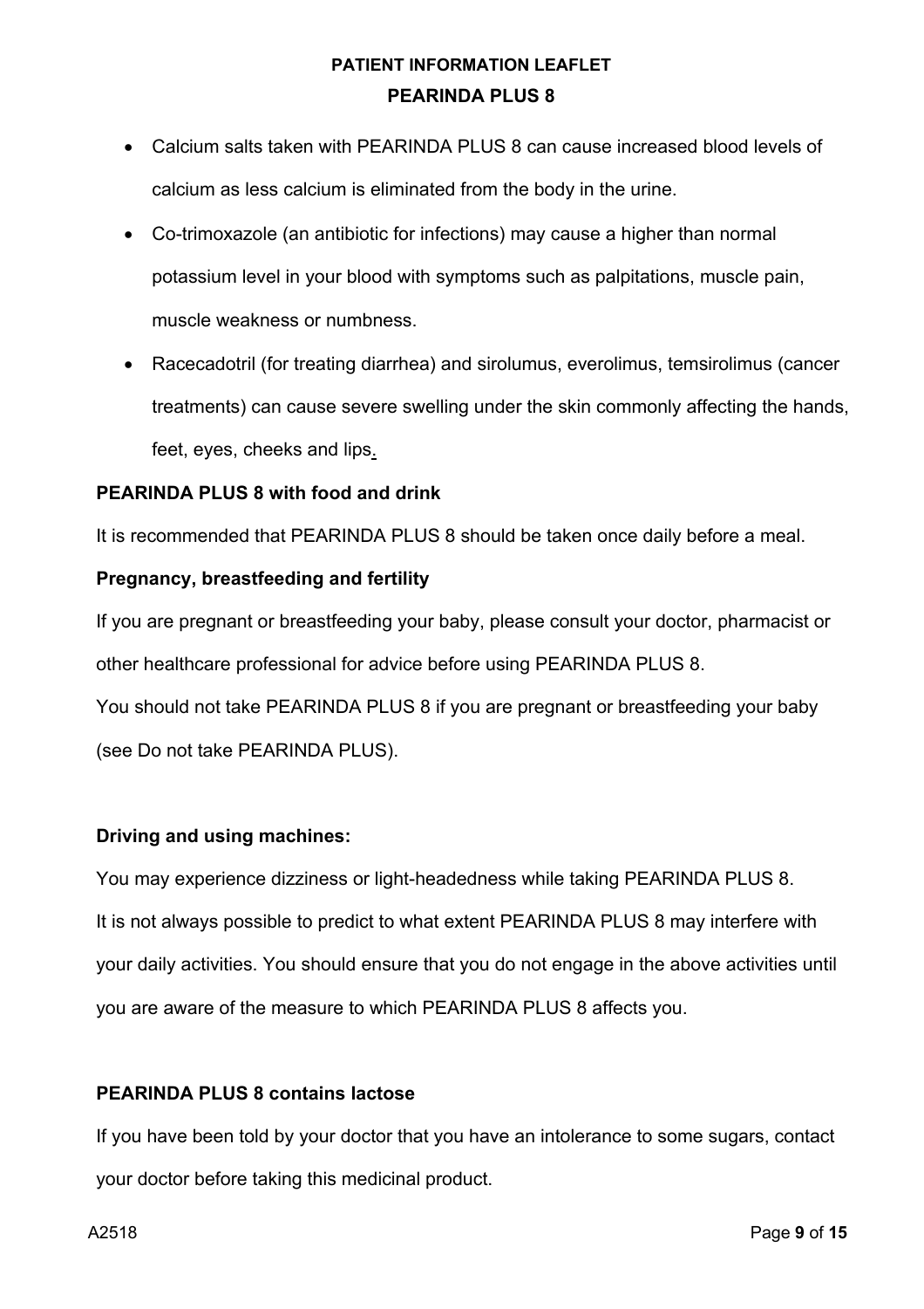- Calcium salts taken with PEARINDA PLUS 8 can cause increased blood levels of calcium as less calcium is eliminated from the body in the urine.
- Co-trimoxazole (an antibiotic for infections) may cause a higher than normal potassium level in your blood with symptoms such as palpitations, muscle pain, muscle weakness or numbness.
- Racecadotril (for treating diarrhea) and sirolumus, everolimus, temsirolimus (cancer treatments) can cause severe swelling under the skin commonly affecting the hands, feet, eyes, cheeks and lips.

**PEARINDA PLUS 8 with food and drink**

It is recommended that PEARINDA PLUS 8 should be taken once daily before a meal.

**Pregnancy, breastfeeding and fertility**

If you are pregnant or breastfeeding your baby, please consult your doctor, pharmacist or other healthcare professional for advice before using PEARINDA PLUS 8.

You should not take PEARINDA PLUS 8 if you are pregnant or breastfeeding your baby (see Do not take PEARINDA PLUS).

**Driving and using machines:**

You may experience dizziness or light-headedness while taking PEARINDA PLUS 8.

It is not always possible to predict to what extent PEARINDA PLUS 8 may interfere with your daily activities. You should ensure that you do not engage in the above activities until you are aware of the measure to which PEARINDA PLUS 8 affects you.

**PEARINDA PLUS 8 contains lactose**

If you have been told by your doctor that you have an intolerance to some sugars, contact your doctor before taking this medicinal product.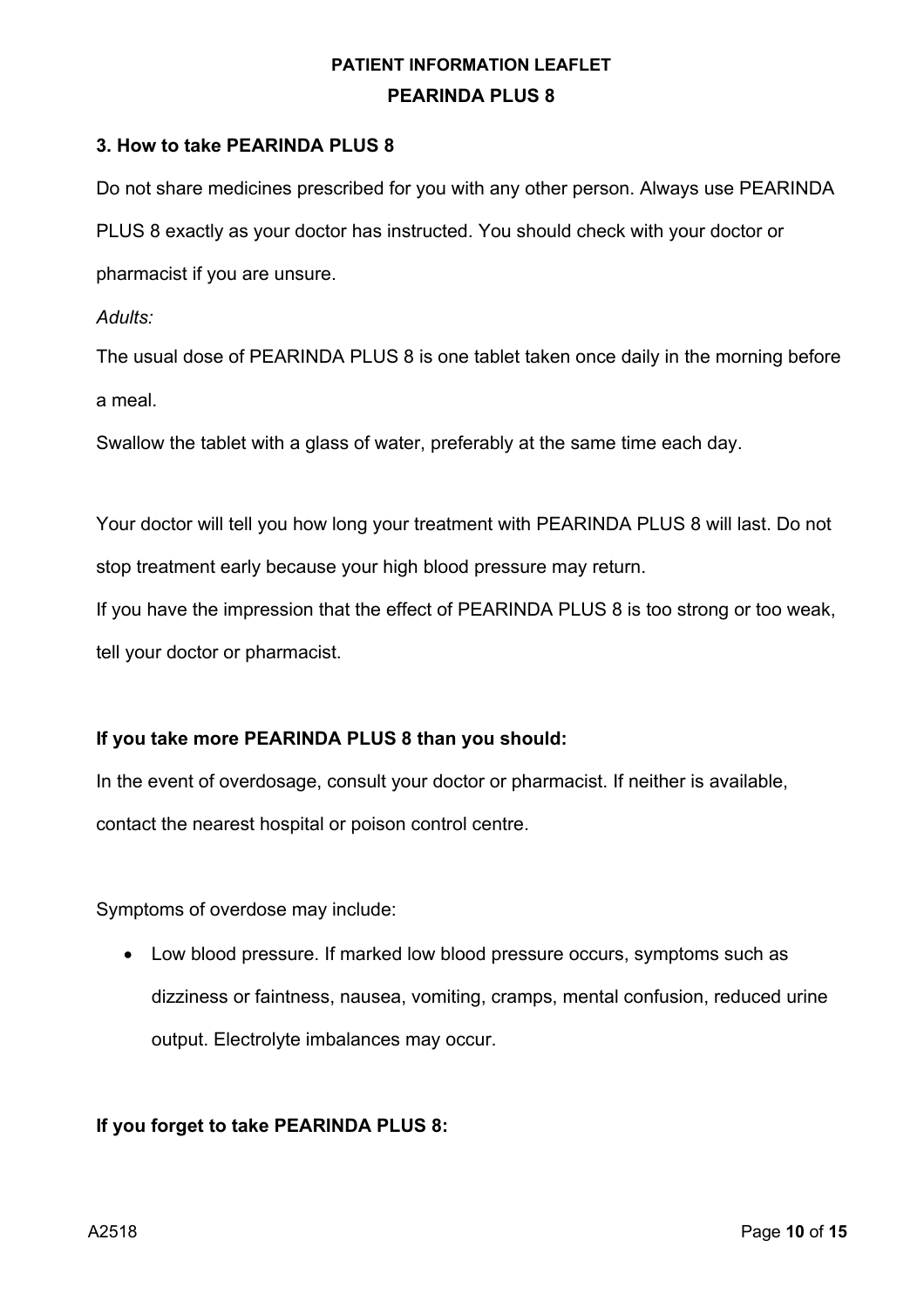### 3. How to take PEARINDA PLUS 8

Do not share medicines prescribed for you with any other person. Always use PEARINDA PLUS 8 exactly as your doctor has instructed. You should check with your doctor or pharmacist if you are unsure.

*Adults:*

The usual dose of PEARINDA PLUS 8 is one tablet taken once daily in the morning before a meal.

Swallow the tablet with a glass of water, preferably at the same time each day.

Your doctor will tell you how long your treatment with PEARINDA PLUS 8 will last. Do not stop treatment early because your high blood pressure may return.

If you have the impression that the effect of PEARINDA PLUS 8 is too strong or too weak, tell your doctor or pharmacist.

**If you take more PEARINDA PLUS 8 than you should:**

In the event of overdosage, consult your doctor or pharmacist. If neither is available, contact the nearest hospital or poison control centre.

Symptoms of overdose may include:

- Low blood pressure. If marked low blood pressure occurs, symptoms such as dizziness or faintness, nausea, vomiting, cramps, mental confusion, reduced urine output. Electrolyte imbalances may occur.

**If you forget to take PEARINDA PLUS 8:**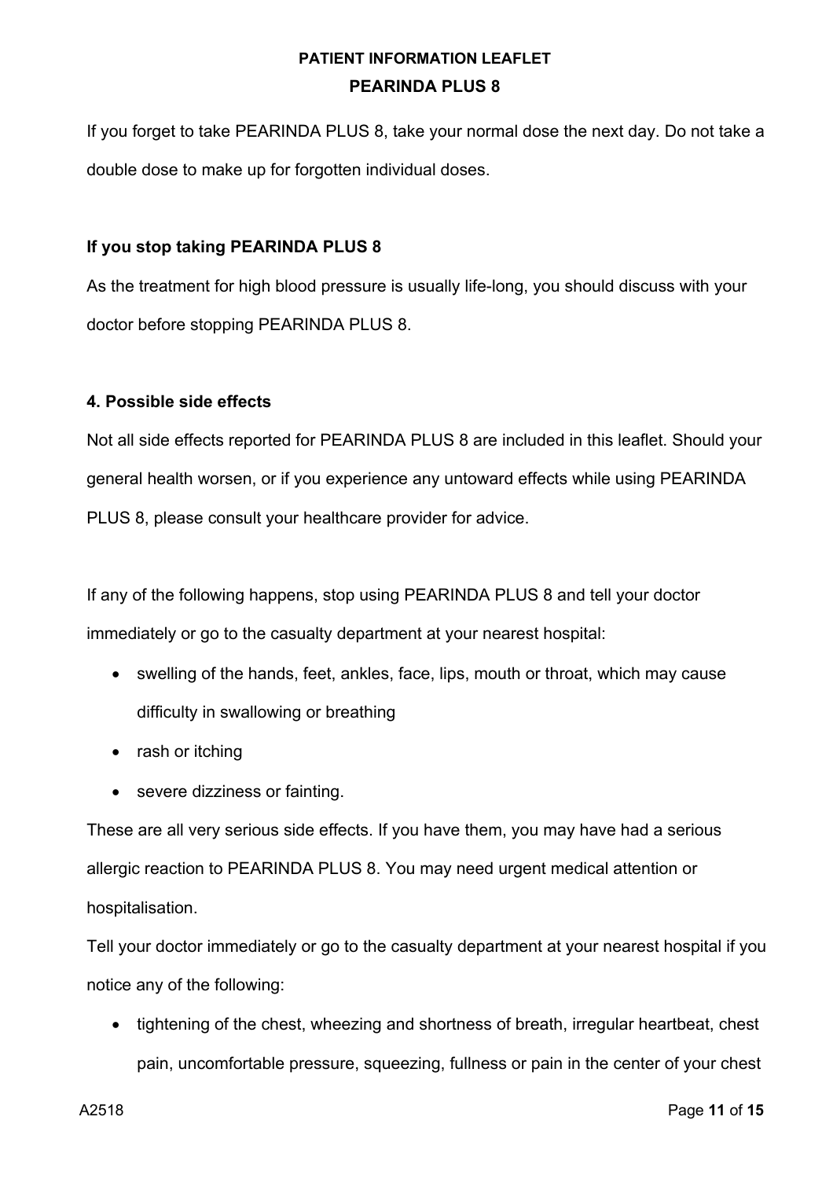If you forget to take PEARINDA PLUS 8, take your normal dose the next day. Do not take a double dose to make up for forgotten individual doses.

**If you stop taking PEARINDA PLUS 8**

As the treatment for high blood pressure is usually life-long, you should discuss with your doctor before stopping PEARINDA PLUS 8.

**4. Possible side effects**

Not all side effects reported for PEARINDA PLUS 8 are included in this leaflet. Should your general health worsen, or if you experience any untoward effects while using PEARINDA PLUS 8, please consult your healthcare provider for advice.

If any of the following happens, stop using PEARINDA PLUS 8 and tell your doctor immediately or go to the casualty department at your nearest hospital:

- swelling of the hands, feet, ankles, face, lips, mouth or throat, which may cause difficulty in swallowing or breathing
- rash or itching
- severe dizziness or fainting.

These are all very serious side effects. If you have them, you may have had a serious allergic reaction to PEARINDA PLUS 8. You may need urgent medical attention or hospitalisation.

Tell your doctor immediately or go to the casualty department at your nearest hospital if you notice any of the following:

- tightening of the chest, wheezing and shortness of breath, irregular heartbeat, chest pain, uncomfortable pressure, squeezing, fullness or pain in the center of your chest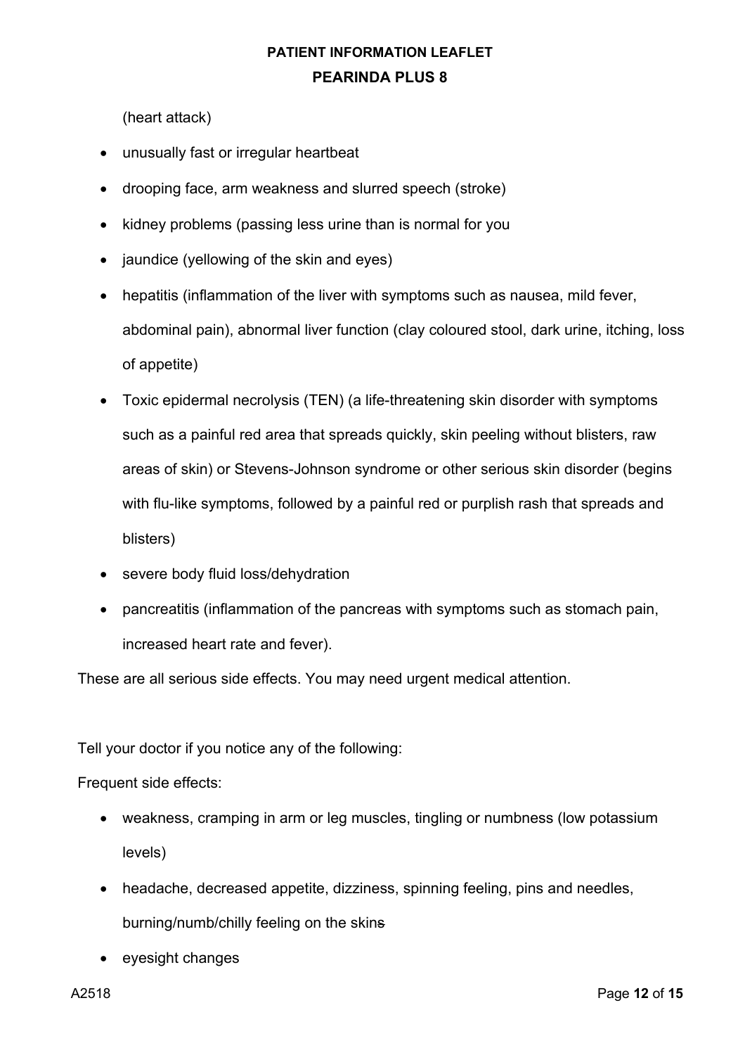(heart attack)

- unusually fast or irregular heartbeat
- drooping face, arm weakness and slurred speech (stroke)
- kidney problems (passing less urine than is normal for you
- jaundice (yellowing of the skin and eyes)
- hepatitis (inflammation of the liver with symptoms such as nausea, mild fever, abdominal pain), abnormal liver function (clay coloured stool, dark urine, itching, loss of appetite)
- Toxic epidermal necrolysis (TEN) (a life-threatening skin disorder with symptoms such as a painful red area that spreads quickly, skin peeling without blisters, raw areas of skin) or Stevens-Johnson syndrome or other serious skin disorder (begins with flu-like symptoms, followed by a painful red or purplish rash that spreads and blisters)
- severe body fluid loss/dehydration
- pancreatitis (inflammation of the pancreas with symptoms such as stomach pain, increased heart rate and fever).

These are all serious side effects. You may need urgent medical attention.

Tell your doctor if you notice any of the following:

Frequent side effects:

- weakness, cramping in arm or leg muscles, tingling or numbness (low potassium levels)
- headache, decreased appetite, dizziness, spinning feeling, pins and needles, burning/numb/chilly feeling on the skins
- eyesight changes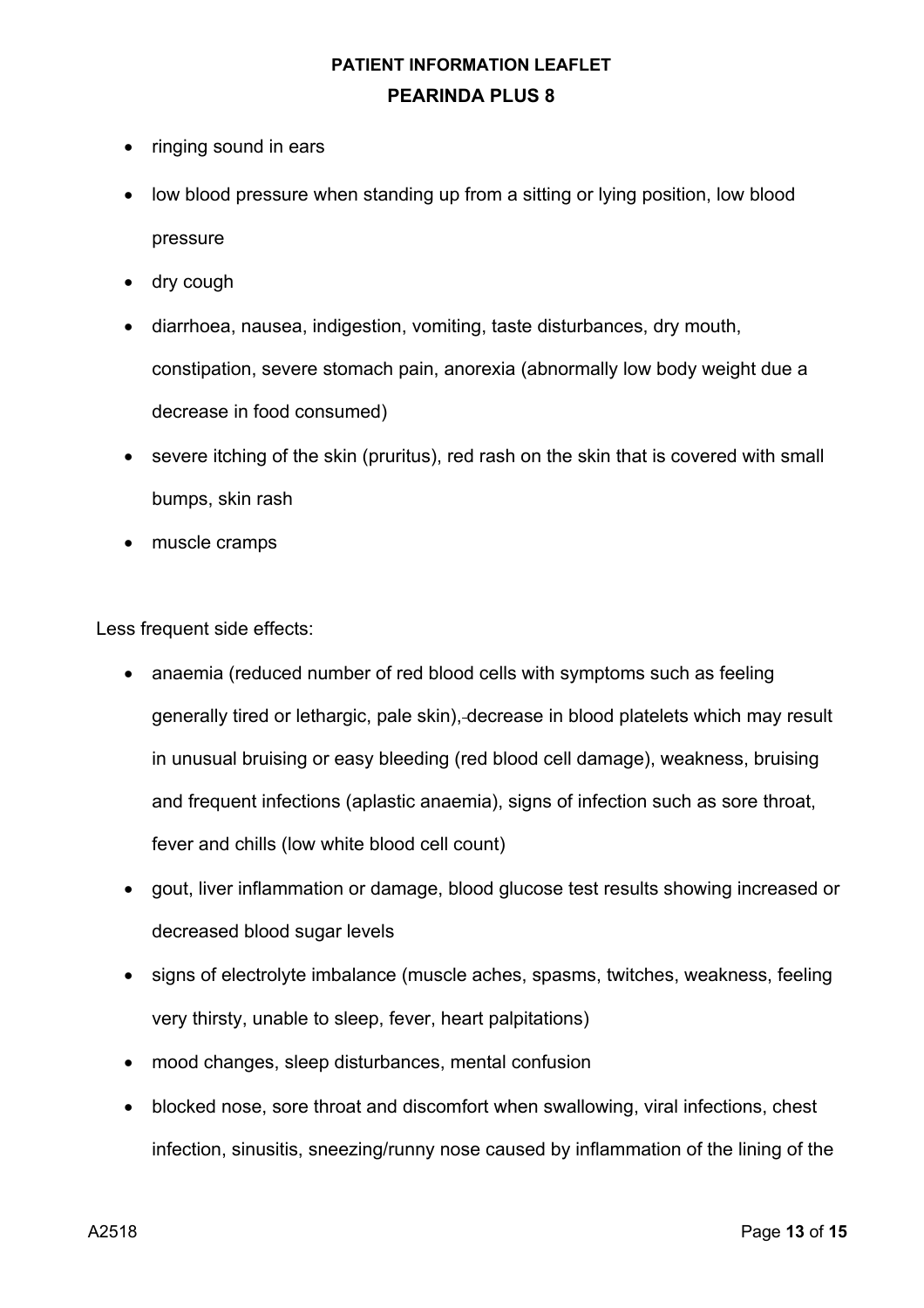- ringing sound in ears
- low blood pressure when standing up from a sitting or lying position, low blood pressure
- dry cough
- diarrhoea, nausea, indigestion, vomiting, taste disturbances, dry mouth, constipation, severe stomach pain, anorexia (abnormally low body weight due a decrease in food consumed)
- severe itching of the skin (pruritus), red rash on the skin that is covered with small bumps, skin rash
- muscle cramps

Less frequent side effects:

- anaemia (reduced number of red blood cells with symptoms such as feeling generally tired or lethargic, pale skin), decrease in blood platelets which may result in unusual bruising or easy bleeding (red blood cell damage), weakness, bruising and frequent infections (aplastic anaemia), signs of infection such as sore throat, fever and chills (low white blood cell count)
- gout, liver inflammation or damage, blood glucose test results showing increased or decreased blood sugar levels
- signs of electrolyte imbalance (muscle aches, spasms, twitches, weakness, feeling very thirsty, unable to sleep, fever, heart palpitations)
- mood changes, sleep disturbances, mental confusion
- blocked nose, sore throat and discomfort when swallowing, viral infections, chest infection, sinusitis, sneezing/runny nose caused by inflammation of the lining of the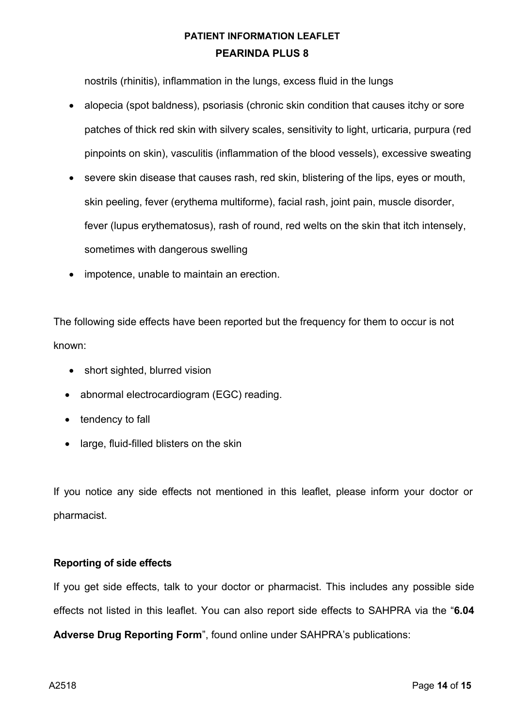nostrils (rhinitis), inflammation in the lungs, excess fluid in the lungs

- alopecia (spot baldness), psoriasis (chronic skin condition that causes itchy or sore patches of thick red skin with silvery scales, sensitivity to light, urticaria, purpura (red pinpoints on skin), vasculitis (inflammation of the blood vessels), excessive sweating
- severe skin disease that causes rash, red skin, blistering of the lips, eyes or mouth, skin peeling, fever (erythema multiforme), facial rash, joint pain, muscle disorder, fever (lupus erythematosus), rash of round, red welts on the skin that itch intensely, sometimes with dangerous swelling
- impotence, unable to maintain an erection.

The following side effects have been reported but the frequency for them to occur is not known:

- short sighted, blurred vision
- abnormal electrocardiogram (EGC) reading.
- tendency to fall
- large, fluid-filled blisters on the skin

If you notice any side effects not mentioned in this leaflet, please inform your doctor or pharmacist.

**Reporting of side effects**

If you get side effects, talk to your doctor or pharmacist. This includes any possible side effects not listed in this leaflet. You can also report side effects to SAHPRA via the "**6.04 Adverse Drug Reporting Form**", found online under SAHPRA's publications: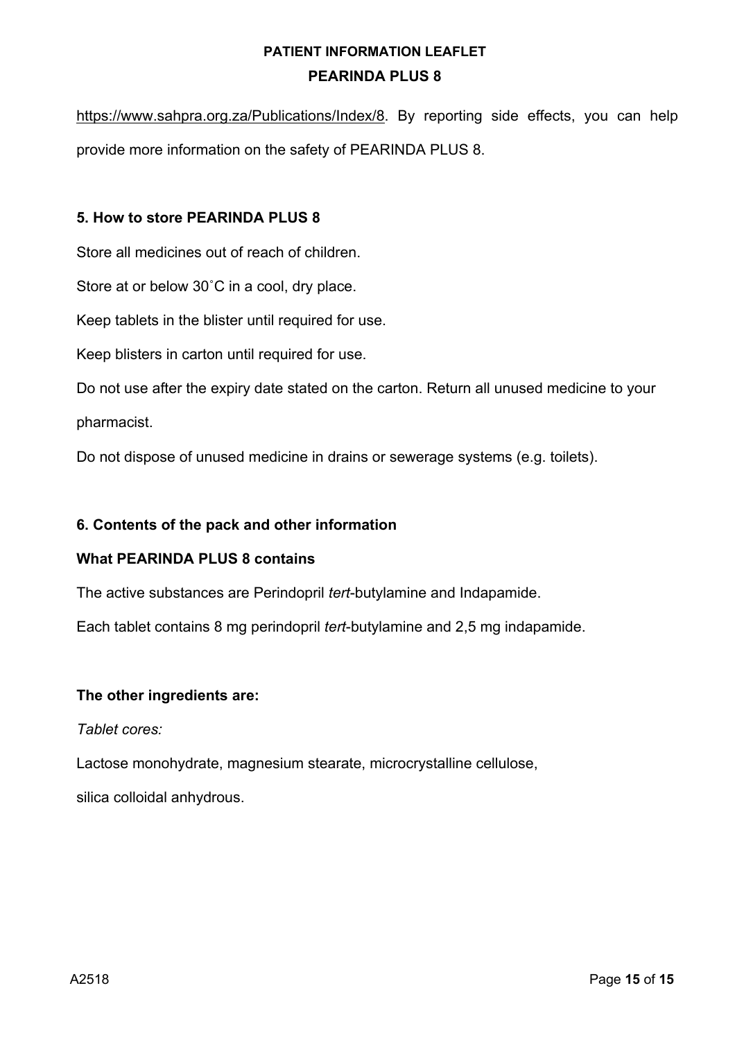https://www.sahpra.org.za/Publications/Index/8. By reporting side effects, you can help provide more information on the safety of PEARINDA PLUS 8.

## 5. How to store PEARINDA PLUS 8

Store all medicines out of reach of children.

Store at or below 30˚C in a cool, dry place.

Keep tablets in the blister until required for use.

Keep blisters in carton until required for use.

Do not use after the expiry date stated on the carton. Return all unused medicine to your pharmacist.

Do not dispose of unused medicine in drains or sewerage systems (e.g. toilets).

## 6. Contents of the pack and other information

### What PEARINDA PLUS 8 contains

The active substances are Perindopril *tert*-butylamine and Indapamide.

Each tablet contains 8 mg perindopril *tert*-butylamine and 2,5 mg indapamide.

### The other ingredients are:

*Tablet cores:*

Lactose monohydrate, magnesium stearate, microcrystalline cellulose,

silica colloidal anhydrous.

A2518